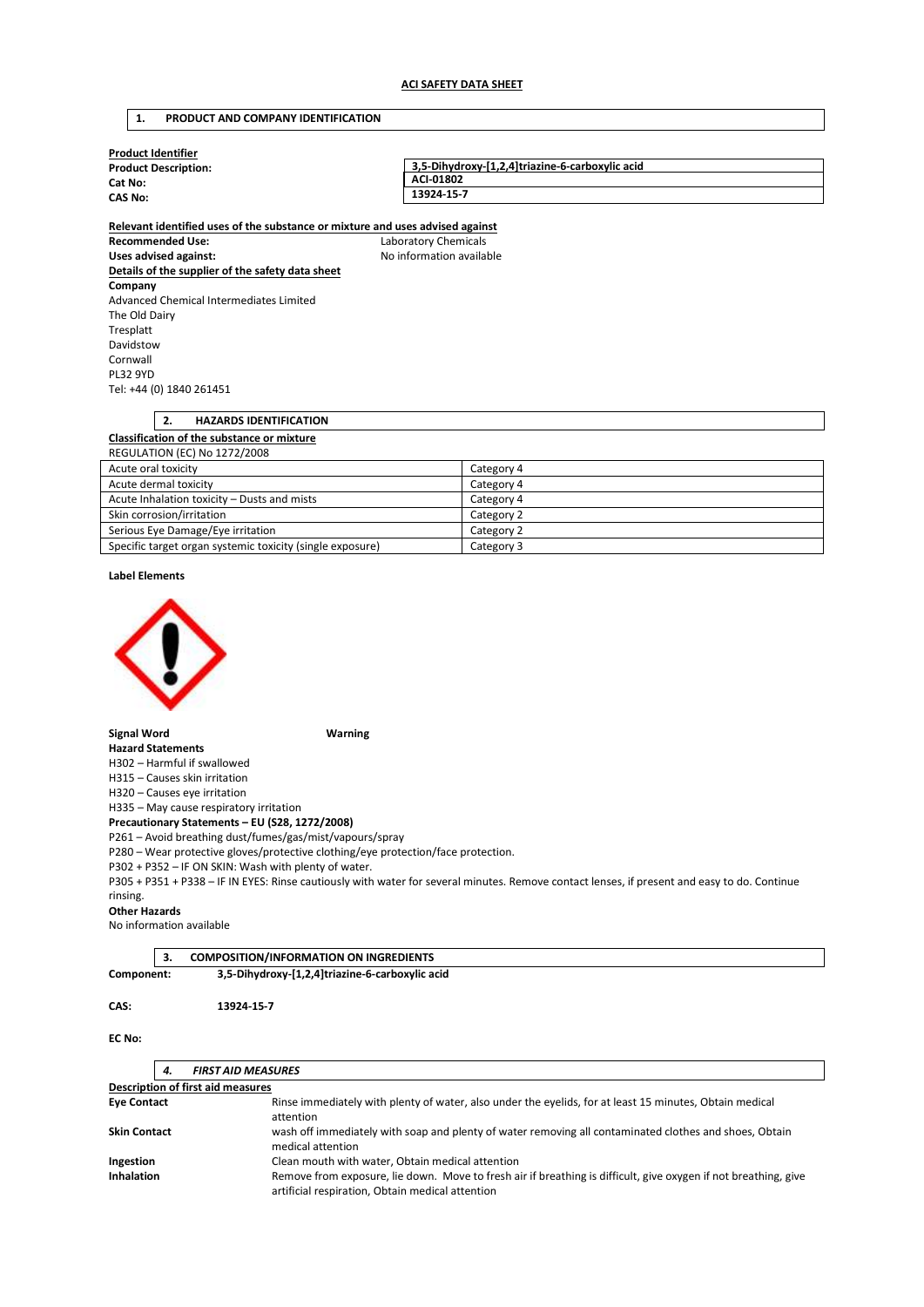## ACI SAFETY DATA SHEET

## 1. PRODUCT AND COMPANY IDENTIFICATION

**Product Identifier**

| | |
|---|---|
| **Product Description:** | **3,5-Dihydroxy-[1,2,4]triazine-6-carboxylic acid** |
| **Cat No:** | **ACI-01802** |
| **CAS No:** | **13924-15-7** |

**Relevant identified uses of the substance or mixture and uses advised against**

**Recommended Use:** Laboratory Chemicals

**Uses advised against:** No information available

**Details of the supplier of the safety data sheet**

**Company**

Advanced Chemical Intermediates Limited
The Old Dairy
Tresplatt
Davidstow
Cornwall
PL32 9YD
Tel: +44 (0) 1840 261451

## 2. HAZARDS IDENTIFICATION

**Classification of the substance or mixture**

REGULATION (EC) No 1272/2008

| | |
|---|---|
| Acute oral toxicity | Category 4 |
| Acute dermal toxicity | Category 4 |
| Acute Inhalation toxicity – Dusts and mists | Category 4 |
| Skin corrosion/irritation | Category 2 |
| Serious Eye Damage/Eye irritation | Category 2 |
| Specific target organ systemic toxicity (single exposure) | Category 3 |

**Label Elements**

**Signal Word** **Warning**

**Hazard Statements**

H302 – Harmful if swallowed
H315 – Causes skin irritation
H320 – Causes eye irritation
H335 – May cause respiratory irritation

**Precautionary Statements – EU (S28, 1272/2008)**

P261 – Avoid breathing dust/fumes/gas/mist/vapours/spray
P280 – Wear protective gloves/protective clothing/eye protection/face protection.
P302 + P352 – IF ON SKIN: Wash with plenty of water.
P305 + P351 + P338 – IF IN EYES: Rinse cautiously with water for several minutes. Remove contact lenses, if present and easy to do. Continue rinsing.

**Other Hazards**

No information available

## 3. COMPOSITION/INFORMATION ON INGREDIENTS

**Component:** **3,5-Dihydroxy-[1,2,4]triazine-6-carboxylic acid**

**CAS:** **13924-15-7**

**EC No:**

## *4. FIRST AID MEASURES*

**Description of first aid measures**

| | |
|---|---|
| **Eye Contact** | Rinse immediately with plenty of water, also under the eyelids, for at least 15 minutes, Obtain medical attention |
| **Skin Contact** | wash off immediately with soap and plenty of water removing all contaminated clothes and shoes, Obtain medical attention |
| **Ingestion** | Clean mouth with water, Obtain medical attention |
| **Inhalation** | Remove from exposure, lie down. Move to fresh air if breathing is difficult, give oxygen if not breathing, give artificial respiration, Obtain medical attention |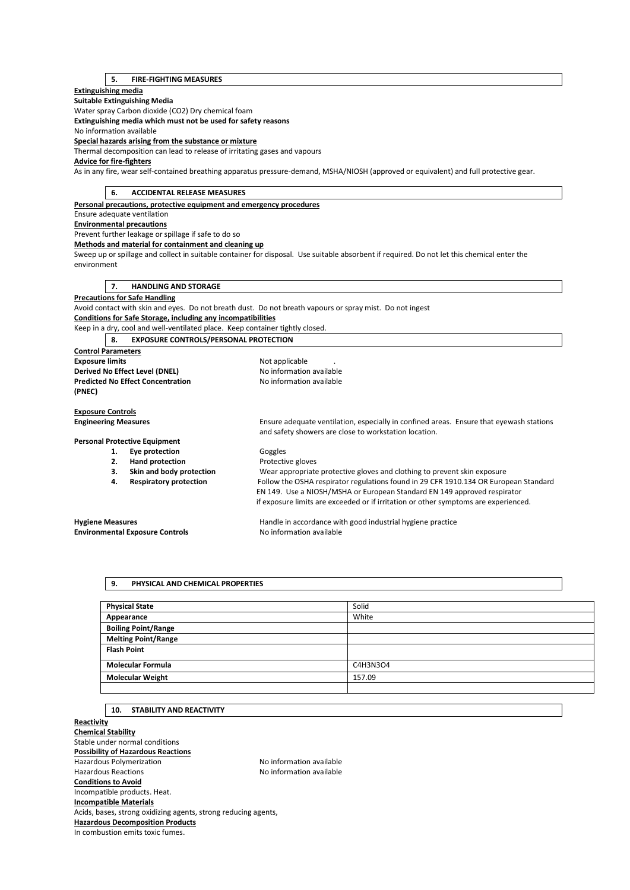## 5. FIRE-FIGHTING MEASURES

**Extinguishing media**

**Suitable Extinguishing Media**

Water spray Carbon dioxide ($CO_2$) Dry chemical foam

**Extinguishing media which must not be used for safety reasons**

No information available

**Special hazards arising from the substance or mixture**

Thermal decomposition can lead to release of irritating gases and vapours

**Advice for fire-fighters**

As in any fire, wear self-contained breathing apparatus pressure-demand, MSHA/NIOSH (approved or equivalent) and full protective gear.

## 6. ACCIDENTAL RELEASE MEASURES

**Personal precautions, protective equipment and emergency procedures**

Ensure adequate ventilation

**Environmental precautions**

Prevent further leakage or spillage if safe to do so

**Methods and material for containment and cleaning up**

Sweep up or spillage and collect in suitable container for disposal. Use suitable absorbent if required. Do not let this chemical enter the environment

## 7. HANDLING AND STORAGE

**Precautions for Safe Handling**

Avoid contact with skin and eyes. Do not breath dust. Do not breath vapours or spray mist. Do not ingest

**Conditions for Safe Storage, including any incompatibilities**

Keep in a dry, cool and well-ventilated place. Keep container tightly closed.

## 8. EXPOSURE CONTROLS/PERSONAL PROTECTION

**Control Parameters**

**Exposure limits** Not applicable .

**Derived No Effect Level (DNEL)** No information available

**Predicted No Effect Concentration (PNEC)** No information available

**Exposure Controls**

**Engineering Measures** Ensure adequate ventilation, especially in confined areas. Ensure that eyewash stations and safety showers are close to workstation location.

**Personal Protective Equipment**

1. **Eye protection** Goggles
2. **Hand protection** Protective gloves
3. **Skin and body protection** Wear appropriate protective gloves and clothing to prevent skin exposure
4. **Respiratory protection** Follow the OSHA respirator regulations found in 29 CFR 1910.134 OR European Standard EN 149. Use a NIOSH/MSHA or European Standard EN 149 approved respirator if exposure limits are exceeded or if irritation or other symptoms are experienced.

**Hygiene Measures** Handle in accordance with good industrial hygiene practice

**Environmental Exposure Controls** No information available

## 9. PHYSICAL AND CHEMICAL PROPERTIES

| **Physical State** | Solid |
|---|---|
| **Appearance** | White |
| **Boiling Point/Range** | |
| **Melting Point/Range** | |
| **Flash Point** | |
| **Molecular Formula** | $C_4H_3N_3O_4$ |
| **Molecular Weight** | 157.09 |
| | |

## 10. STABILITY AND REACTIVITY

**Reactivity**

**Chemical Stability**

Stable under normal conditions

**Possibility of Hazardous Reactions**

Hazardous Polymerization No information available

Hazardous Reactions No information available

**Conditions to Avoid**

Incompatible products. Heat.

**Incompatible Materials**

Acids, bases, strong oxidizing agents, strong reducing agents,

**Hazardous Decomposition Products**

In combustion emits toxic fumes.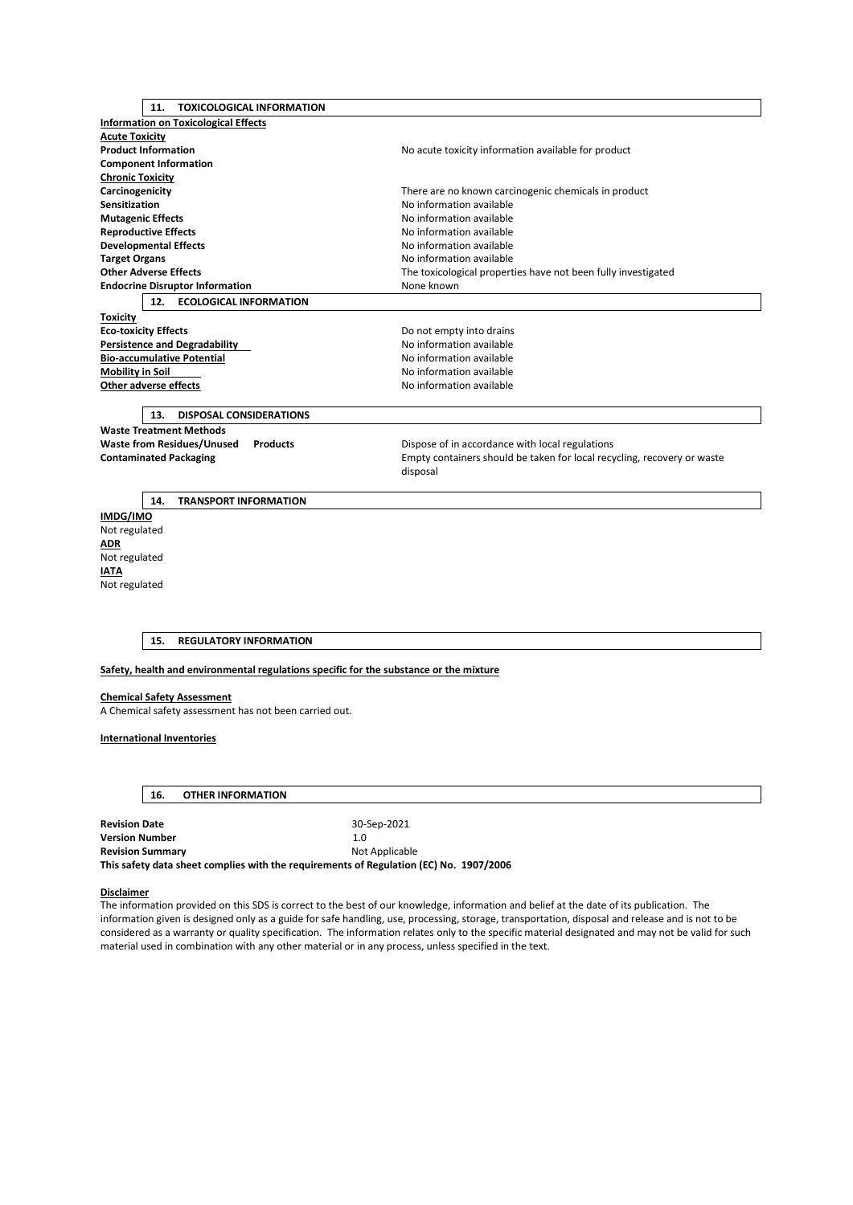## 11. TOXICOLOGICAL INFORMATION

**Information on Toxicological Effects**

**Acute Toxicity**

| | |
|---|---|
| **Product Information** | No acute toxicity information available for product |
| **Component Information** | |

**Chronic Toxicity**

| | |
|---|---|
| **Carcinogenicity** | There are no known carcinogenic chemicals in product |
| **Sensitization** | No information available |
| **Mutagenic Effects** | No information available |
| **Reproductive Effects** | No information available |
| **Developmental Effects** | No information available |
| **Target Organs** | No information available |
| **Other Adverse Effects** | The toxicological properties have not been fully investigated |
| **Endocrine Disruptor Information** | None known |

## 12. ECOLOGICAL INFORMATION

**Toxicity**

| | |
|---|---|
| **Eco-toxicity Effects** | Do not empty into drains |
| **Persistence and Degradability** | No information available |
| **Bio-accumulative Potential** | No information available |
| **Mobility in Soil** | No information available |
| **Other adverse effects** | No information available |

## 13. DISPOSAL CONSIDERATIONS

**Waste Treatment Methods**

| | |
|---|---|
| **Waste from Residues/Unused Products** | Dispose of in accordance with local regulations |
| **Contaminated Packaging** | Empty containers should be taken for local recycling, recovery or waste disposal |

## 14. TRANSPORT INFORMATION

**IMDG/IMO**

Not regulated

**ADR**

Not regulated

**IATA**

Not regulated

## 15. REGULATORY INFORMATION

**Safety, health and environmental regulations specific for the substance or the mixture**

**Chemical Safety Assessment**

A Chemical safety assessment has not been carried out.

**International Inventories**

## 16. OTHER INFORMATION

| | |
|---|---|
| **Revision Date** | 30-Sep-2021 |
| **Version Number** | 1.0 |
| **Revision Summary** | Not Applicable |

**This safety data sheet complies with the requirements of Regulation (EC) No. 1907/2006**

**Disclaimer**

The information provided on this SDS is correct to the best of our knowledge, information and belief at the date of its publication. The information given is designed only as a guide for safe handling, use, processing, storage, transportation, disposal and release and is not to be considered as a warranty or quality specification. The information relates only to the specific material designated and may not be valid for such material used in combination with any other material or in any process, unless specified in the text.